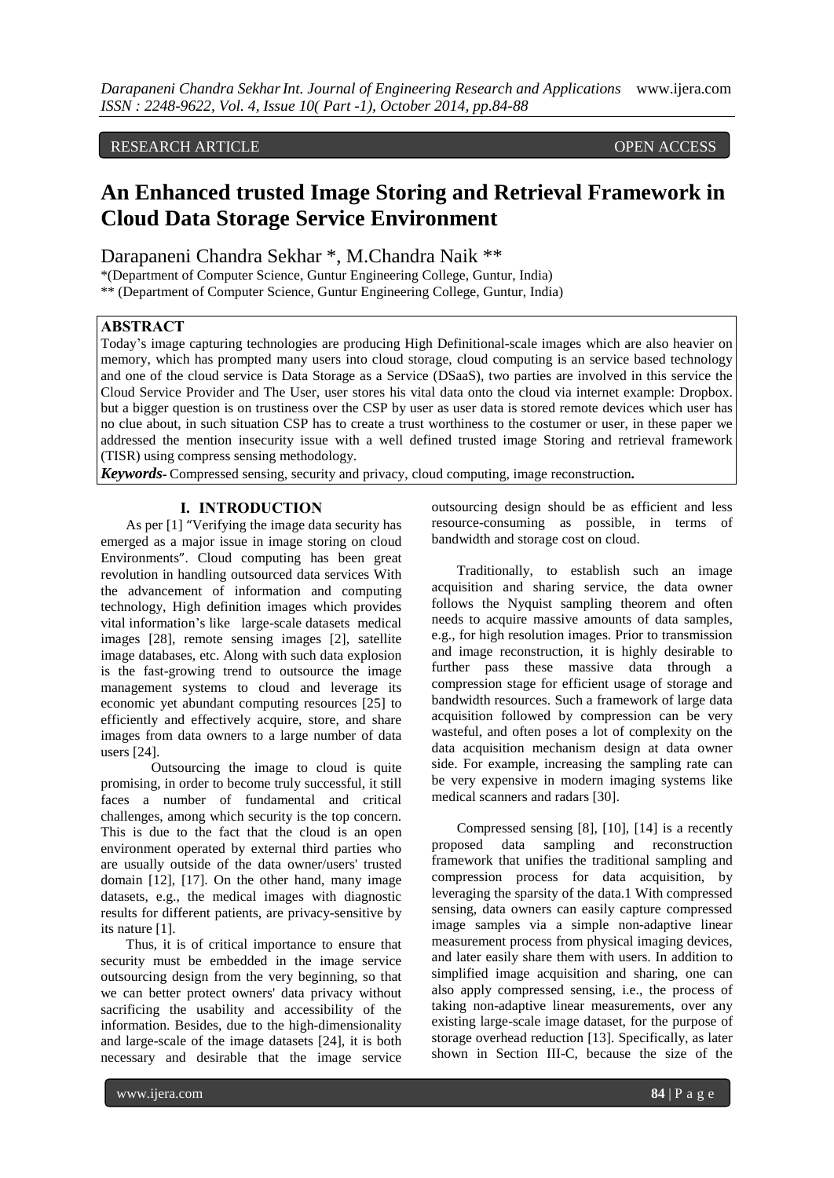RESEARCH ARTICLE OPEN ACCESS

# An Enhanced trusted Image Storing and Retrieval Framework in Cloud Data Storage Service Environment

Darapaneni Chandra Sekhar *, M.Chandra Naik **

*(Department of Computer Science, Guntur Engineering College, Guntur, India)

** (Department of Computer Science, Guntur Engineering College, Guntur, India)

## ABSTRACT

Today's image capturing technologies are producing High Definitional-scale images which are also heavier on memory, which has prompted many users into cloud storage, cloud computing is an service based technology and one of the cloud service is Data Storage as a Service (DSaaS), two parties are involved in this service the Cloud Service Provider and The User, user stores his vital data onto the cloud via internet example: Dropbox. but a bigger question is on trustiness over the CSP by user as user data is stored remote devices which user has no clue about, in such situation CSP has to create a trust worthiness to the costumer or user, in these paper we addressed the mention insecurity issue with a well defined trusted image Storing and retrieval framework (TISR) using compress sensing methodology.

***Keywords*-** Compressed sensing, security and privacy, cloud computing, image reconstruction**.**

## I. INTRODUCTION

As per [1] "Verifying the image data security has emerged as a major issue in image storing on cloud Environments". Cloud computing has been great revolution in handling outsourced data services With the advancement of information and computing technology, High definition images which provides vital information's like large-scale datasets medical images [28], remote sensing images [2], satellite image databases, etc. Along with such data explosion is the fast-growing trend to outsource the image management systems to cloud and leverage its economic yet abundant computing resources [25] to efficiently and effectively acquire, store, and share images from data owners to a large number of data users [24].

Outsourcing the image to cloud is quite promising, in order to become truly successful, it still faces a number of fundamental and critical challenges, among which security is the top concern. This is due to the fact that the cloud is an open environment operated by external third parties who are usually outside of the data owner/users' trusted domain [12], [17]. On the other hand, many image datasets, e.g., the medical images with diagnostic results for different patients, are privacy-sensitive by its nature [1].

Thus, it is of critical importance to ensure that security must be embedded in the image service outsourcing design from the very beginning, so that we can better protect owners' data privacy without sacrificing the usability and accessibility of the information. Besides, due to the high-dimensionality and large-scale of the image datasets [24], it is both necessary and desirable that the image service outsourcing design should be as efficient and less resource-consuming as possible, in terms of bandwidth and storage cost on cloud.

Traditionally, to establish such an image acquisition and sharing service, the data owner follows the Nyquist sampling theorem and often needs to acquire massive amounts of data samples, e.g., for high resolution images. Prior to transmission and image reconstruction, it is highly desirable to further pass these massive data through a compression stage for efficient usage of storage and bandwidth resources. Such a framework of large data acquisition followed by compression can be very wasteful, and often poses a lot of complexity on the data acquisition mechanism design at data owner side. For example, increasing the sampling rate can be very expensive in modern imaging systems like medical scanners and radars [30].

Compressed sensing [8], [10], [14] is a recently proposed data sampling and reconstruction framework that unifies the traditional sampling and compression process for data acquisition, by leveraging the sparsity of the data.1 With compressed sensing, data owners can easily capture compressed image samples via a simple non-adaptive linear measurement process from physical imaging devices, and later easily share them with users. In addition to simplified image acquisition and sharing, one can also apply compressed sensing, i.e., the process of taking non-adaptive linear measurements, over any existing large-scale image dataset, for the purpose of storage overhead reduction [13]. Specifically, as later shown in Section III-C, because the size of the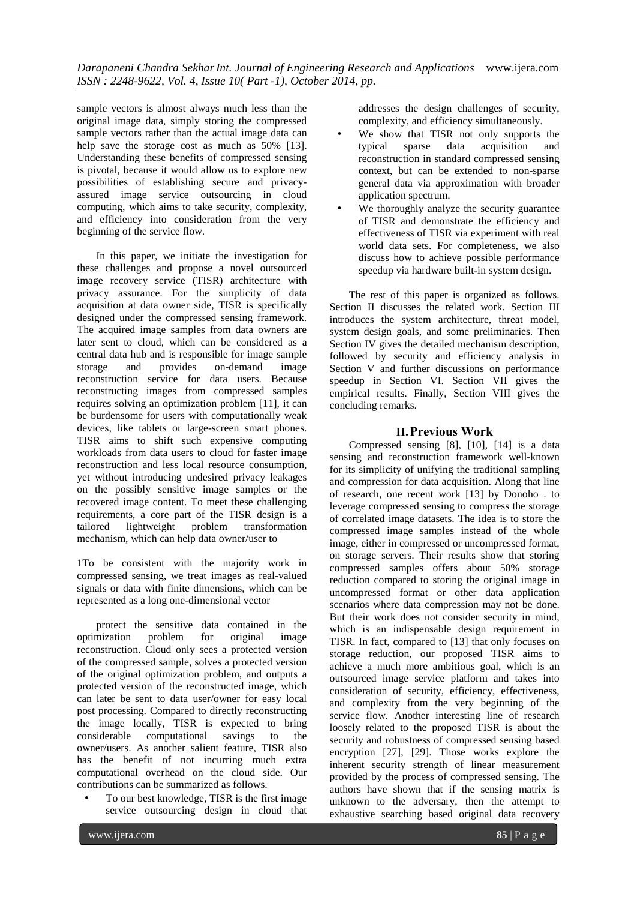sample vectors is almost always much less than the original image data, simply storing the compressed sample vectors rather than the actual image data can help save the storage cost as much as 50% [13]. Understanding these benefits of compressed sensing is pivotal, because it would allow us to explore new possibilities of establishing secure and privacy-assured image service outsourcing in cloud computing, which aims to take security, complexity, and efficiency into consideration from the very beginning of the service flow.

In this paper, we initiate the investigation for these challenges and propose a novel outsourced image recovery service (TISR) architecture with privacy assurance. For the simplicity of data acquisition at data owner side, TISR is specifically designed under the compressed sensing framework. The acquired image samples from data owners are later sent to cloud, which can be considered as a central data hub and is responsible for image sample storage and provides on-demand image reconstruction service for data users. Because reconstructing images from compressed samples requires solving an optimization problem [11], it can be burdensome for users with computationally weak devices, like tablets or large-screen smart phones. TISR aims to shift such expensive computing workloads from data users to cloud for faster image reconstruction and less local resource consumption, yet without introducing undesired privacy leakages on the possibly sensitive image samples or the recovered image content. To meet these challenging requirements, a core part of the TISR design is a tailored lightweight problem transformation mechanism, which can help data owner/user to protect the sensitive data contained in the optimization problem for original image reconstruction. Cloud only sees a protected version of the compressed sample, solves a protected version of the original optimization problem, and outputs a protected version of the reconstructed image, which can later be sent to data user/owner for easy local post processing. Compared to directly reconstructing the image locally, TISR is expected to bring considerable computational savings to the owner/users. As another salient feature, TISR also has the benefit of not incurring much extra computational overhead on the cloud side. Our contributions can be summarized as follows.

- To our best knowledge, TISR is the first image service outsourcing design in cloud that addresses the design challenges of security, complexity, and efficiency simultaneously.
- We show that TISR not only supports the typical sparse data acquisition and reconstruction in standard compressed sensing context, but can be extended to non-sparse general data via approximation with broader application spectrum.
- We thoroughly analyze the security guarantee of TISR and demonstrate the efficiency and effectiveness of TISR via experiment with real world data sets. For completeness, we also discuss how to achieve possible performance speedup via hardware built-in system design.

The rest of this paper is organized as follows. Section II discusses the related work. Section III introduces the system architecture, threat model, system design goals, and some preliminaries. Then Section IV gives the detailed mechanism description, followed by security and efficiency analysis in Section V and further discussions on performance speedup in Section VI. Section VII gives the empirical results. Finally, Section VIII gives the concluding remarks.

1To be consistent with the majority work in compressed sensing, we treat images as real-valued signals or data with finite dimensions, which can be represented as a long one-dimensional vector

## II. Previous Work

Compressed sensing [8], [10], [14] is a data sensing and reconstruction framework well-known for its simplicity of unifying the traditional sampling and compression for data acquisition. Along that line of research, one recent work [13] by Donoho . to leverage compressed sensing to compress the storage of correlated image datasets. The idea is to store the compressed image samples instead of the whole image, either in compressed or uncompressed format, on storage servers. Their results show that storing compressed samples offers about 50% storage reduction compared to storing the original image in uncompressed format or other data application scenarios where data compression may not be done. But their work does not consider security in mind, which is an indispensable design requirement in TISR. In fact, compared to [13] that only focuses on storage reduction, our proposed TISR aims to achieve a much more ambitious goal, which is an outsourced image service platform and takes into consideration of security, efficiency, effectiveness, and complexity from the very beginning of the service flow. Another interesting line of research loosely related to the proposed TISR is about the security and robustness of compressed sensing based encryption [27], [29]. Those works explore the inherent security strength of linear measurement provided by the process of compressed sensing. The authors have shown that if the sensing matrix is unknown to the adversary, then the attempt to exhaustive searching based original data recovery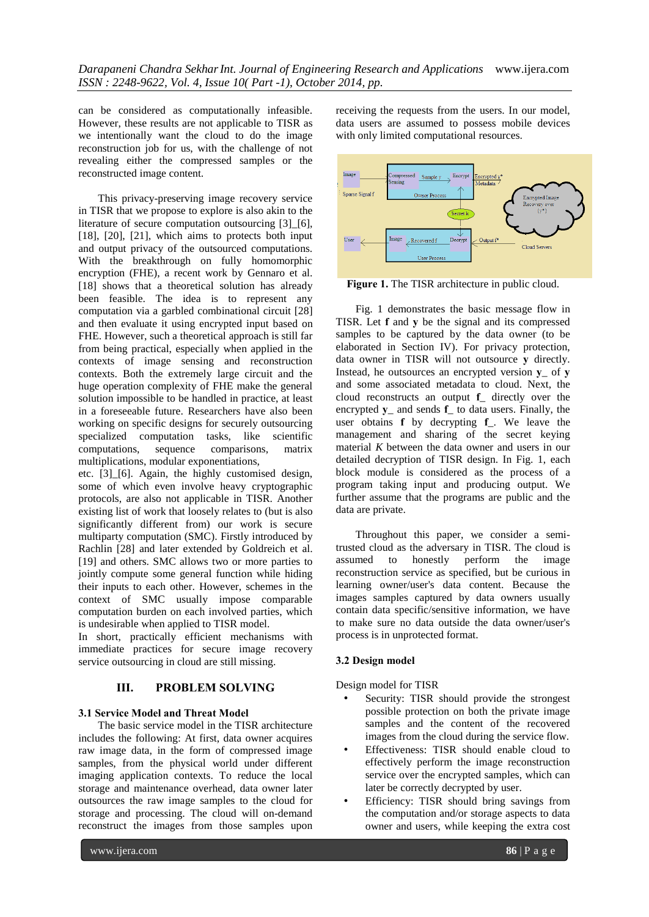can be considered as computationally infeasible. However, these results are not applicable to TISR as we intentionally want the cloud to do the image reconstruction job for us, with the challenge of not revealing either the compressed samples or the reconstructed image content.

This privacy-preserving image recovery service in TISR that we propose to explore is also akin to the literature of secure computation outsourcing [3]_[6], [18], [20], [21], which aims to protects both input and output privacy of the outsourced computations. With the breakthrough on fully homomorphic encryption (FHE), a recent work by Gennaro et al. [18] shows that a theoretical solution has already been feasible. The idea is to represent any computation via a garbled combinational circuit [28] and then evaluate it using encrypted input based on FHE. However, such a theoretical approach is still far from being practical, especially when applied in the contexts of image sensing and reconstruction contexts. Both the extremely large circuit and the huge operation complexity of FHE make the general solution impossible to be handled in practice, at least in a foreseeable future. Researchers have also been working on specific designs for securely outsourcing specialized computation tasks, like scientific computations, sequence comparisons, matrix multiplications, modular exponentiations, etc. [3]_[6]. Again, the highly customised design, some of which even involve heavy cryptographic protocols, are also not applicable in TISR. Another existing list of work that loosely relates to (but is also significantly different from) our work is secure multiparty computation (SMC). Firstly introduced by Rachlin [28] and later extended by Goldreich et al. [19] and others. SMC allows two or more parties to jointly compute some general function while hiding their inputs to each other. However, schemes in the context of SMC usually impose comparable computation burden on each involved parties, which is undesirable when applied to TISR model.
In short, practically efficient mechanisms with immediate practices for secure image recovery service outsourcing in cloud are still missing.

## III. PROBLEM SOLVING

### 3.1 Service Model and Threat Model

The basic service model in the TISR architecture includes the following: At first, data owner acquires raw image data, in the form of compressed image samples, from the physical world under different imaging application contexts. To reduce the local storage and maintenance overhead, data owner later outsources the raw image samples to the cloud for storage and processing. The cloud will on-demand reconstruct the images from those samples upon receiving the requests from the users. In our model, data users are assumed to possess mobile devices with only limited computational resources.

**Figure 1.** The TISR architecture in public cloud.

Fig. 1 demonstrates the basic message flow in TISR. Let **f** and **y** be the signal and its compressed samples to be captured by the data owner (to be elaborated in Section IV). For privacy protection, data owner in TISR will not outsource **y** directly. Instead, he outsources an encrypted version **y**_ of **y** and some associated metadata to cloud. Next, the cloud reconstructs an output **f**_ directly over the encrypted **y**_ and sends **f**_ to data users. Finally, the user obtains **f** by decrypting **f**_. We leave the management and sharing of the secret keying material *K* between the data owner and users in our detailed decryption of TISR design. In Fig. 1, each block module is considered as the process of a program taking input and producing output. We further assume that the programs are public and the data are private.

Throughout this paper, we consider a semi-trusted cloud as the adversary in TISR. The cloud is assumed to honestly perform the image reconstruction service as specified, but be curious in learning owner/user's data content. Because the images samples captured by data owners usually contain data specific/sensitive information, we have to make sure no data outside the data owner/user's process is in unprotected format.

### 3.2 Design model

Design model for TISR

- Security: TISR should provide the strongest possible protection on both the private image samples and the content of the recovered images from the cloud during the service flow.
- Effectiveness: TISR should enable cloud to effectively perform the image reconstruction service over the encrypted samples, which can later be correctly decrypted by user.
- Efficiency: TISR should bring savings from the computation and/or storage aspects to data owner and users, while keeping the extra cost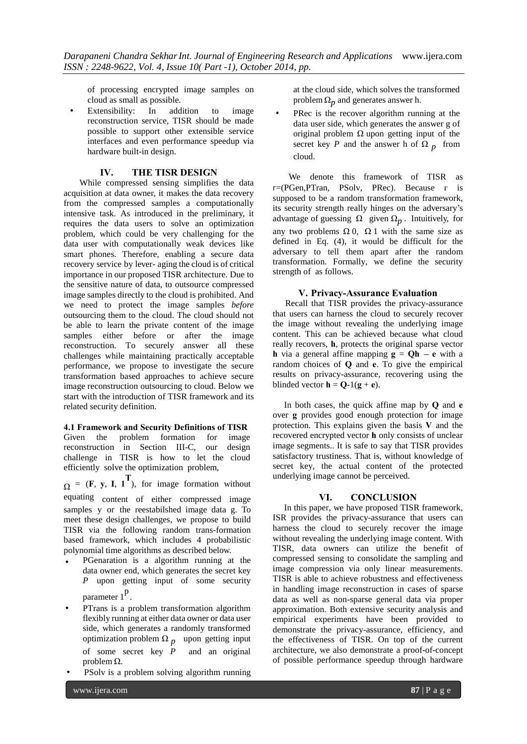of processing encrypted image samples on cloud as small as possible.

- Extensibility: In addition to image reconstruction service, TISR should be made possible to support other extensible service interfaces and even performance speedup via hardware built-in design.

## IV. THE TISR DESIGN

While compressed sensing simplifies the data acquisition at data owner, it makes the data recovery from the compressed samples a computationally intensive task. As introduced in the preliminary, it requires the data users to solve an optimization problem, which could be very challenging for the data user with computationally weak devices like smart phones. Therefore, enabling a secure data recovery service by lever- aging the cloud is of critical importance in our proposed TISR architecture. Due to the sensitive nature of data, to outsource compressed image samples directly to the cloud is prohibited. And we need to protect the image samples *before* outsourcing them to the cloud. The cloud should not be able to learn the private content of the image samples either before or after the image reconstruction. To securely answer all these challenges while maintaining practically acceptable performance, we propose to investigate the secure transformation based approaches to achieve secure image reconstruction outsourcing to cloud. Below we start with the introduction of TISR framework and its related security definition.

### 4.1 Framework and Security Definitions of TISR

Given the problem formation for image reconstruction in Section III-C, our design challenge in TISR is how to let the cloud efficiently solve the optimization problem,

$\Omega$ = (**F**, **y**, **I**, $\mathbf{1}^{\mathbf{T}}$), for image formation without equating content of either compressed image samples y or the reestabilshed image data g. To meet these design challenges, we propose to build TISR via the following random trans-formation based framework, which includes 4 probabilistic polynomial time algorithms as described below.

- PGenaration is a algorithm running at the data owner end, which generates the secret key *P* upon getting input of some security parameter $1^{p}$.
- PTrans is a problem transformation algorithm flexibly running at either data owner or data user side, which generates a randomly transformed optimization problem $\Omega_{p}$ upon getting input of some secret key *P* and an original problem $\Omega$.
- PSolv is a problem solving algorithm running at the cloud side, which solves the transformed problem $\Omega_{p}$ and generates answer h.
- PRec is the recover algorithm running at the data user side, which generates the answer g of original problem $\Omega$ upon getting input of the secret key *P* and the answer h of $\Omega_{p}$ from cloud.

We denote this framework of TISR as r=(PGen,PTran, PSolv, PRec). Because r is supposed to be a random transformation framework, its security strength really hinges on the adversary's advantage of guessing $\Omega$ given $\Omega_{p}$. Intuitively, for any two problems $\Omega 0$, $\Omega 1$ with the same size as defined in Eq. (4), it would be difficult for the adversary to tell them apart after the random transformation. Formally, we define the security strength of as follows.

## V. Privacy-Assurance Evaluation

Recall that TISR provides the privacy-assurance that users can harness the cloud to securely recover the image without revealing the underlying image content. This can be achieved because what cloud really recovers, **h**, protects the original sparse vector **h** via a general affine mapping **g** = **Qh** – **e** with a random choices of **Q** and **e**. To give the empirical results on privacy-assurance, recovering using the blinded vector **h** = **Q**-1(**g** + **e**).

In both cases, the quick affine map by **Q** and **e** over **g** provides good enough protection for image protection. This explains given the basis **V** and the recovered encrypted vector **h** only consists of unclear image segments.. It is safe to say that TISR provides satisfactory trustiness. That is, without knowledge of secret key, the actual content of the protected underlying image cannot be perceived.

## VI. CONCLUSION

In this paper, we have proposed TISR framework, ISR provides the privacy-assurance that users can harness the cloud to securely recover the image without revealing the underlying image content. With TISR, data owners can utilize the benefit of compressed sensing to consolidate the sampling and image compression via only linear measurements. TISR is able to achieve robustness and effectiveness in handling image reconstruction in cases of sparse data as well as non-sparse general data via proper approximation. Both extensive security analysis and empirical experiments have been provided to demonstrate the privacy-assurance, efficiency, and the effectiveness of TISR. On top of the current architecture, we also demonstrate a proof-of-concept of possible performance speedup through hardware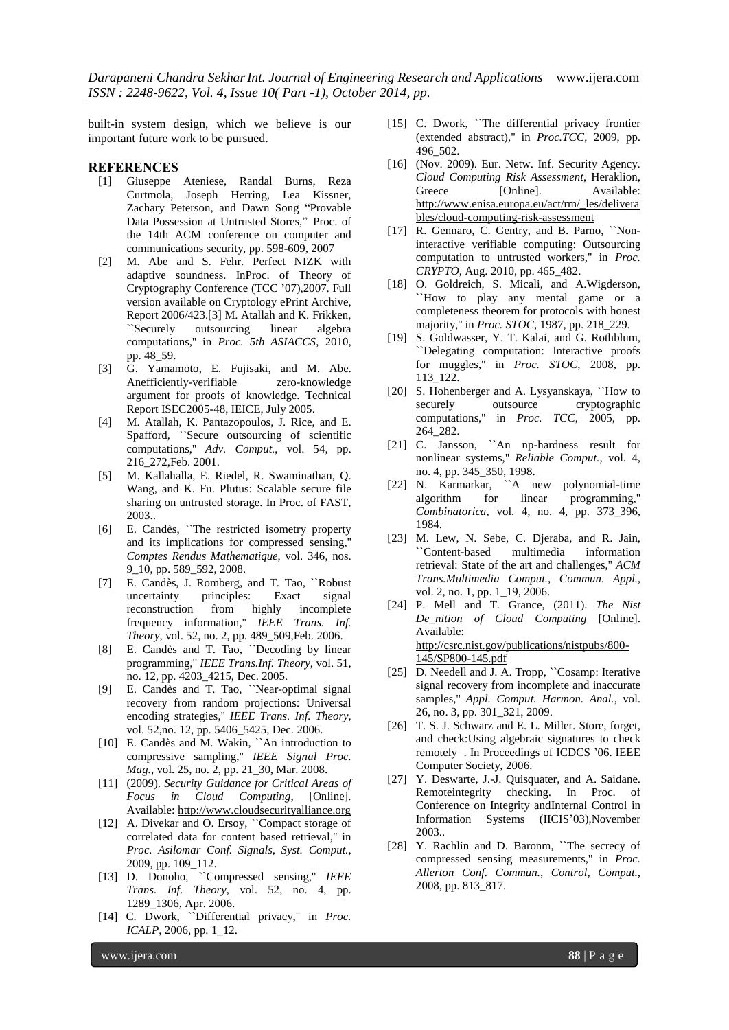built-in system design, which we believe is our important future work to be pursued.

## REFERENCES

[1] Giuseppe Ateniese, Randal Burns, Reza Curtmola, Joseph Herring, Lea Kissner, Zachary Peterson, and Dawn Song "Provable Data Possession at Untrusted Stores," Proc. of the 14th ACM conference on computer and communications security, pp. 598-609, 2007

[2] M. Abe and S. Fehr. Perfect NIZK with adaptive soundness. InProc. of Theory of Cryptography Conference (TCC '07),2007. Full version available on Cryptology ePrint Archive, Report 2006/423.[3] M. Atallah and K. Frikken, ``Securely outsourcing linear algebra computations," in *Proc. 5th ASIACCS*, 2010, pp. 48_59.

[3] G. Yamamoto, E. Fujisaki, and M. Abe. Anefficiently-verifiable zero-knowledge argument for proofs of knowledge. Technical Report ISEC2005-48, IEICE, July 2005.

[4] M. Atallah, K. Pantazopoulos, J. Rice, and E. Spafford, ``Secure outsourcing of scientific computations," *Adv. Comput.*, vol. 54, pp. 216_272,Feb. 2001.

[5] M. Kallahalla, E. Riedel, R. Swaminathan, Q. Wang, and K. Fu. Plutus: Scalable secure file sharing on untrusted storage. In Proc. of FAST, 2003..

[6] E. Candès, ``The restricted isometry property and its implications for compressed sensing," *Comptes Rendus Mathematique*, vol. 346, nos. 9_10, pp. 589_592, 2008.

[7] E. Candès, J. Romberg, and T. Tao, ``Robust uncertainty principles: Exact signal reconstruction from highly incomplete frequency information," *IEEE Trans. Inf. Theory*, vol. 52, no. 2, pp. 489_509,Feb. 2006.

[8] E. Candès and T. Tao, ``Decoding by linear programming," *IEEE Trans.Inf. Theory*, vol. 51, no. 12, pp. 4203_4215, Dec. 2005.

[9] E. Candès and T. Tao, ``Near-optimal signal recovery from random projections: Universal encoding strategies," *IEEE Trans. Inf. Theory*, vol. 52,no. 12, pp. 5406_5425, Dec. 2006.

[10] E. Candès and M. Wakin, ``An introduction to compressive sampling," *IEEE Signal Proc. Mag.*, vol. 25, no. 2, pp. 21_30, Mar. 2008.

[11] (2009). *Security Guidance for Critical Areas of Focus in Cloud Computing*, [Online]. Available: http://www.cloudsecurityalliance.org

[12] A. Divekar and O. Ersoy, ``Compact storage of correlated data for content based retrieval," in *Proc. Asilomar Conf. Signals, Syst. Comput.*, 2009, pp. 109_112.

[13] D. Donoho, ``Compressed sensing," *IEEE Trans. Inf. Theory*, vol. 52, no. 4, pp. 1289_1306, Apr. 2006.

[14] C. Dwork, ``Differential privacy," in *Proc. ICALP*, 2006, pp. 1_12.

[15] C. Dwork, ``The differential privacy frontier (extended abstract)," in *Proc.TCC*, 2009, pp. 496_502.

[16] (Nov. 2009). Eur. Netw. Inf. Security Agency. *Cloud Computing Risk Assessment*, Heraklion, Greece [Online]. Available: http://www.enisa.europa.eu/act/rm/_les/deliverables/cloud-computing-risk-assessment

[17] R. Gennaro, C. Gentry, and B. Parno, ``Non-interactive verifiable computing: Outsourcing computation to untrusted workers," in *Proc. CRYPTO*, Aug. 2010, pp. 465_482.

[18] O. Goldreich, S. Micali, and A.Wigderson, ``How to play any mental game or a completeness theorem for protocols with honest majority," in *Proc. STOC*, 1987, pp. 218_229.

[19] S. Goldwasser, Y. T. Kalai, and G. Rothblum, ``Delegating computation: Interactive proofs for muggles," in *Proc. STOC*, 2008, pp. 113_122.

[20] S. Hohenberger and A. Lysyanskaya, ``How to securely outsource cryptographic computations," in *Proc. TCC*, 2005, pp. 264_282.

[21] C. Jansson, ``An np-hardness result for nonlinear systems," *Reliable Comput.*, vol. 4, no. 4, pp. 345_350, 1998.

[22] N. Karmarkar, ``A new polynomial-time algorithm for linear programming," *Combinatorica*, vol. 4, no. 4, pp. 373_396, 1984.

[23] M. Lew, N. Sebe, C. Djeraba, and R. Jain, ``Content-based multimedia information retrieval: State of the art and challenges," *ACM Trans.Multimedia Comput., Commun. Appl.*, vol. 2, no. 1, pp. 1_19, 2006.

[24] P. Mell and T. Grance, (2011). *The Nist De_nition of Cloud Computing* [Online]. Available: http://csrc.nist.gov/publications/nistpubs/800-145/SP800-145.pdf

[25] D. Needell and J. A. Tropp, ``Cosamp: Iterative signal recovery from incomplete and inaccurate samples," *Appl. Comput. Harmon. Anal.*, vol. 26, no. 3, pp. 301_321, 2009.

[26] T. S. J. Schwarz and E. L. Miller. Store, forget, and check:Using algebraic signatures to check remotely . In Proceedings of ICDCS '06. IEEE Computer Society, 2006.

[27] Y. Deswarte, J.-J. Quisquater, and A. Saidane. Remoteintegrity checking. In Proc. of Conference on Integrity andInternal Control in Information Systems (IICIS'03),November 2003..

[28] Y. Rachlin and D. Baronm, ``The secrecy of compressed sensing measurements," in *Proc. Allerton Conf. Commun., Control, Comput.*, 2008, pp. 813_817.